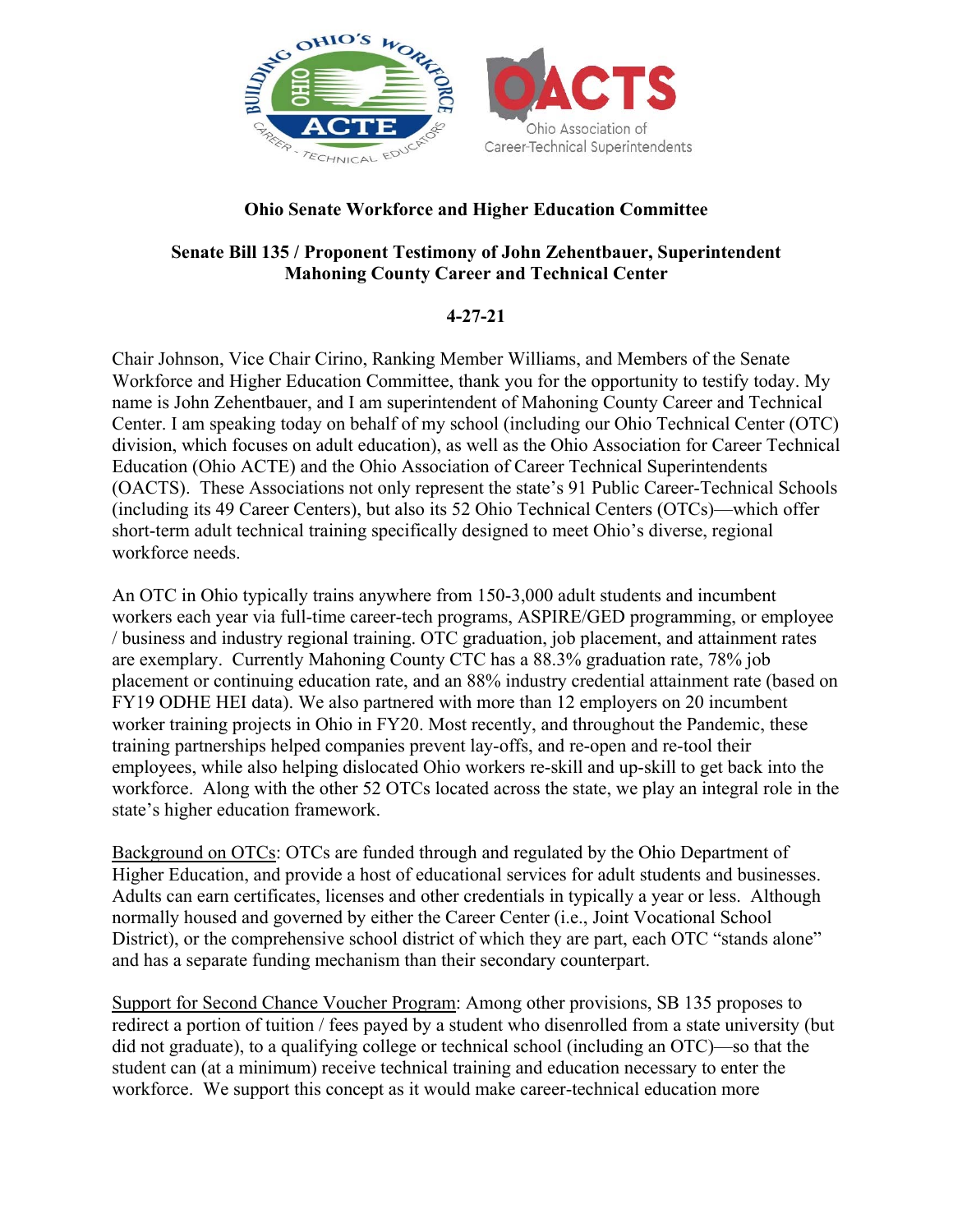**Ohio Senate Workforce and Higher Education Committee**

**Senate Bill 135 / Proponent Testimony of John Zehentbauer, Superintendent Mahoning County Career and Technical Center**

**4-27-21**

Chair Johnson, Vice Chair Cirino, Ranking Member Williams, and Members of the Senate Workforce and Higher Education Committee, thank you for the opportunity to testify today. My name is John Zehentbauer, and I am superintendent of Mahoning County Career and Technical Center. I am speaking today on behalf of my school (including our Ohio Technical Center (OTC) division, which focuses on adult education), as well as the Ohio Association for Career Technical Education (Ohio ACTE) and the Ohio Association of Career Technical Superintendents (OACTS). These Associations not only represent the state's 91 Public Career-Technical Schools (including its 49 Career Centers), but also its 52 Ohio Technical Centers (OTCs)—which offer short-term adult technical training specifically designed to meet Ohio's diverse, regional workforce needs.

An OTC in Ohio typically trains anywhere from 150-3,000 adult students and incumbent workers each year via full-time career-tech programs, ASPIRE/GED programming, or employee / business and industry regional training. OTC graduation, job placement, and attainment rates are exemplary. Currently Mahoning County CTC has a 88.3% graduation rate, 78% job placement or continuing education rate, and an 88% industry credential attainment rate (based on FY19 ODHE HEI data). We also partnered with more than 12 employers on 20 incumbent worker training projects in Ohio in FY20. Most recently, and throughout the Pandemic, these training partnerships helped companies prevent lay-offs, and re-open and re-tool their employees, while also helping dislocated Ohio workers re-skill and up-skill to get back into the workforce. Along with the other 52 OTCs located across the state, we play an integral role in the state's higher education framework.

<u>Background on OTCs</u>: OTCs are funded through and regulated by the Ohio Department of Higher Education, and provide a host of educational services for adult students and businesses. Adults can earn certificates, licenses and other credentials in typically a year or less. Although normally housed and governed by either the Career Center (i.e., Joint Vocational School District), or the comprehensive school district of which they are part, each OTC "stands alone" and has a separate funding mechanism than their secondary counterpart.

<u>Support for Second Chance Voucher Program</u>: Among other provisions, SB 135 proposes to redirect a portion of tuition / fees payed by a student who disenrolled from a state university (but did not graduate), to a qualifying college or technical school (including an OTC)—so that the student can (at a minimum) receive technical training and education necessary to enter the workforce. We support this concept as it would make career-technical education more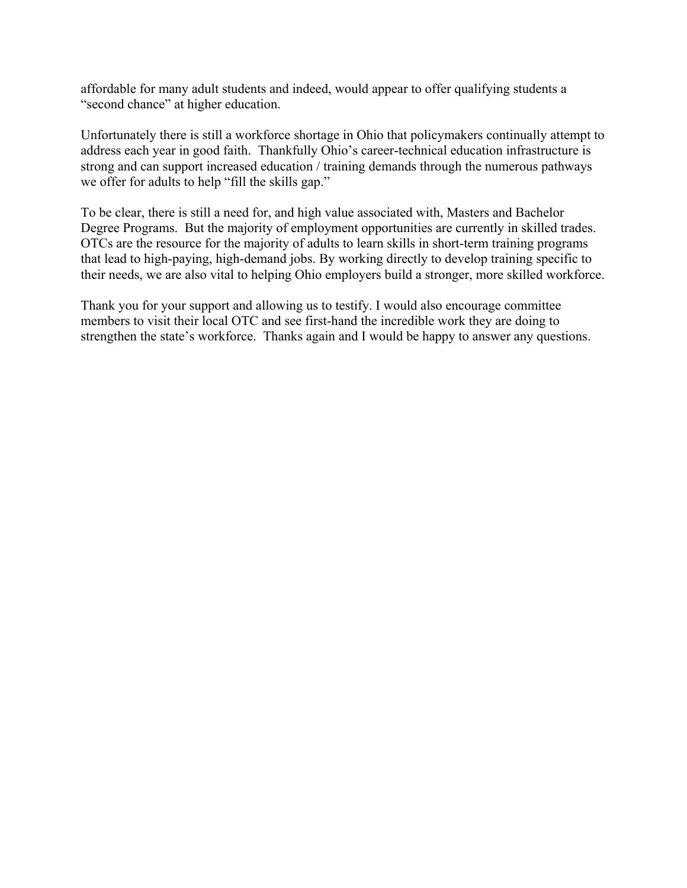affordable for many adult students and indeed, would appear to offer qualifying students a "second chance" at higher education.

Unfortunately there is still a workforce shortage in Ohio that policymakers continually attempt to address each year in good faith. Thankfully Ohio's career-technical education infrastructure is strong and can support increased education / training demands through the numerous pathways we offer for adults to help "fill the skills gap."

To be clear, there is still a need for, and high value associated with, Masters and Bachelor Degree Programs. But the majority of employment opportunities are currently in skilled trades. OTCs are the resource for the majority of adults to learn skills in short-term training programs that lead to high-paying, high-demand jobs. By working directly to develop training specific to their needs, we are also vital to helping Ohio employers build a stronger, more skilled workforce.

Thank you for your support and allowing us to testify. I would also encourage committee members to visit their local OTC and see first-hand the incredible work they are doing to strengthen the state's workforce. Thanks again and I would be happy to answer any questions.